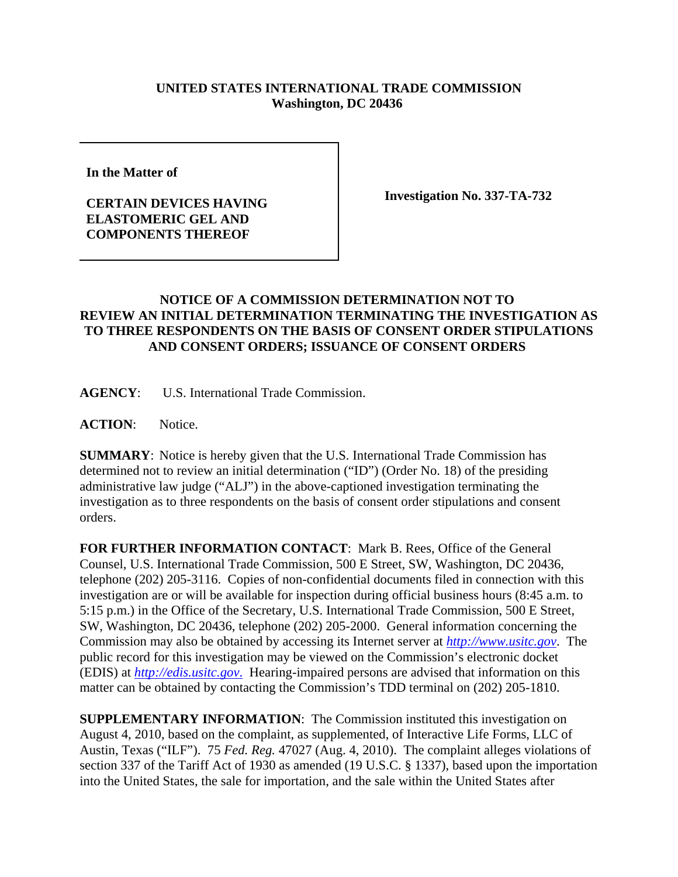**UNITED STATES INTERNATIONAL TRADE COMMISSION**
**Washington, DC 20436**

| **In the Matter of**<br><br>**CERTAIN DEVICES HAVING ELASTOMERIC GEL AND COMPONENTS THEREOF** | **Investigation No. 337-TA-732** |
|---|---|

**NOTICE OF A COMMISSION DETERMINATION NOT TO REVIEW AN INITIAL DETERMINATION TERMINATING THE INVESTIGATION AS TO THREE RESPONDENTS ON THE BASIS OF CONSENT ORDER STIPULATIONS AND CONSENT ORDERS; ISSUANCE OF CONSENT ORDERS**

**AGENCY**: U.S. International Trade Commission.

**ACTION**: Notice.

**SUMMARY**: Notice is hereby given that the U.S. International Trade Commission has determined not to review an initial determination ("ID") (Order No. 18) of the presiding administrative law judge ("ALJ") in the above-captioned investigation terminating the investigation as to three respondents on the basis of consent order stipulations and consent orders.

**FOR FURTHER INFORMATION CONTACT**: Mark B. Rees, Office of the General Counsel, U.S. International Trade Commission, 500 E Street, SW, Washington, DC 20436, telephone (202) 205-3116. Copies of non-confidential documents filed in connection with this investigation are or will be available for inspection during official business hours (8:45 a.m. to 5:15 p.m.) in the Office of the Secretary, U.S. International Trade Commission, 500 E Street, SW, Washington, DC 20436, telephone (202) 205-2000. General information concerning the Commission may also be obtained by accessing its Internet server at *http://www.usitc.gov*. The public record for this investigation may be viewed on the Commission's electronic docket (EDIS) at *http://edis.usitc.gov*. Hearing-impaired persons are advised that information on this matter can be obtained by contacting the Commission's TDD terminal on (202) 205-1810.

**SUPPLEMENTARY INFORMATION**: The Commission instituted this investigation on August 4, 2010, based on the complaint, as supplemented, of Interactive Life Forms, LLC of Austin, Texas ("ILF"). 75 *Fed. Reg.* 47027 (Aug. 4, 2010). The complaint alleges violations of section 337 of the Tariff Act of 1930 as amended (19 U.S.C. § 1337), based upon the importation into the United States, the sale for importation, and the sale within the United States after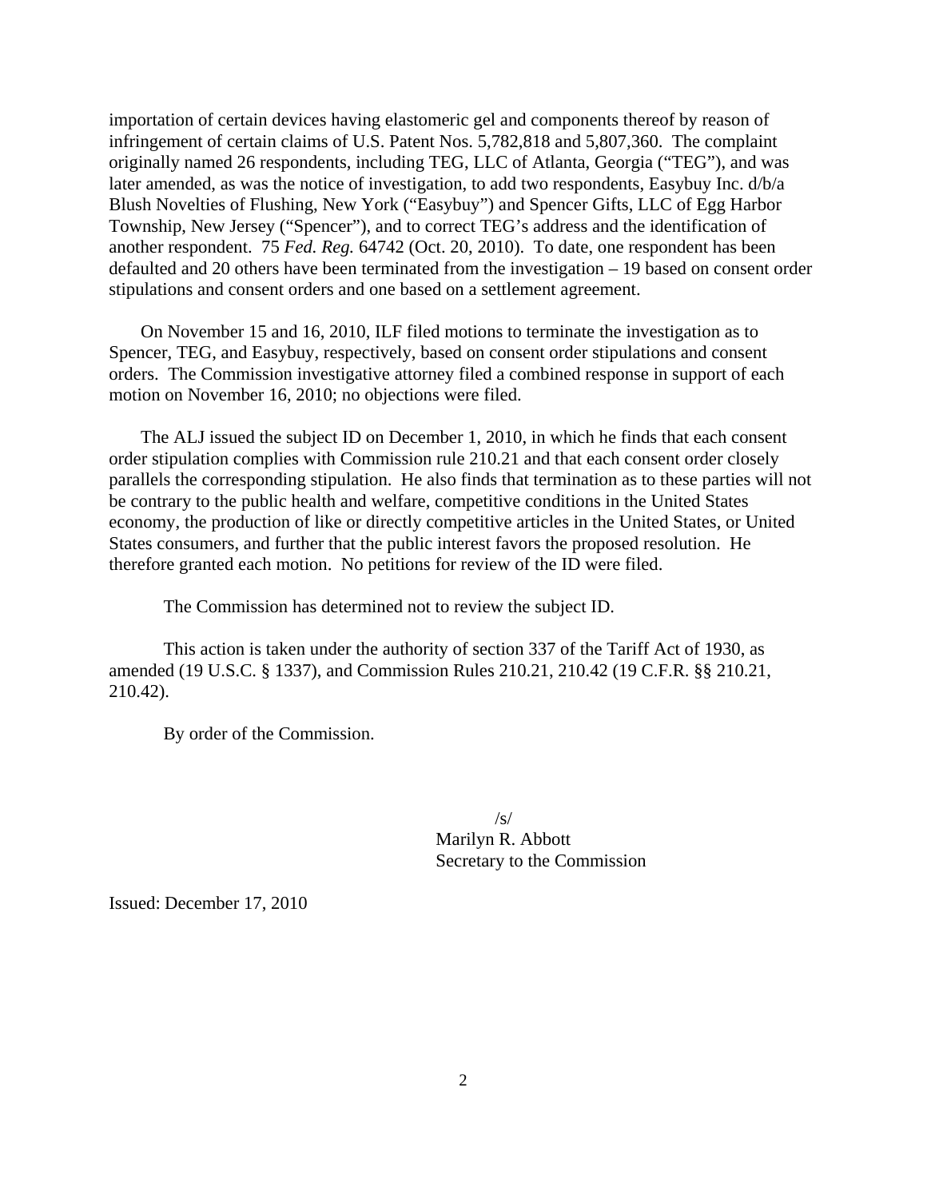importation of certain devices having elastomeric gel and components thereof by reason of infringement of certain claims of U.S. Patent Nos. 5,782,818 and 5,807,360. The complaint originally named 26 respondents, including TEG, LLC of Atlanta, Georgia ("TEG"), and was later amended, as was the notice of investigation, to add two respondents, Easybuy Inc. d/b/a Blush Novelties of Flushing, New York ("Easybuy") and Spencer Gifts, LLC of Egg Harbor Township, New Jersey ("Spencer"), and to correct TEG's address and the identification of another respondent. 75 *Fed. Reg.* 64742 (Oct. 20, 2010). To date, one respondent has been defaulted and 20 others have been terminated from the investigation – 19 based on consent order stipulations and consent orders and one based on a settlement agreement.

On November 15 and 16, 2010, ILF filed motions to terminate the investigation as to Spencer, TEG, and Easybuy, respectively, based on consent order stipulations and consent orders. The Commission investigative attorney filed a combined response in support of each motion on November 16, 2010; no objections were filed.

The ALJ issued the subject ID on December 1, 2010, in which he finds that each consent order stipulation complies with Commission rule 210.21 and that each consent order closely parallels the corresponding stipulation. He also finds that termination as to these parties will not be contrary to the public health and welfare, competitive conditions in the United States economy, the production of like or directly competitive articles in the United States, or United States consumers, and further that the public interest favors the proposed resolution. He therefore granted each motion. No petitions for review of the ID were filed.

The Commission has determined not to review the subject ID.

This action is taken under the authority of section 337 of the Tariff Act of 1930, as amended (19 U.S.C. § 1337), and Commission Rules 210.21, 210.42 (19 C.F.R. §§ 210.21, 210.42).

By order of the Commission.

/s/
Marilyn R. Abbott
Secretary to the Commission

Issued: December 17, 2010